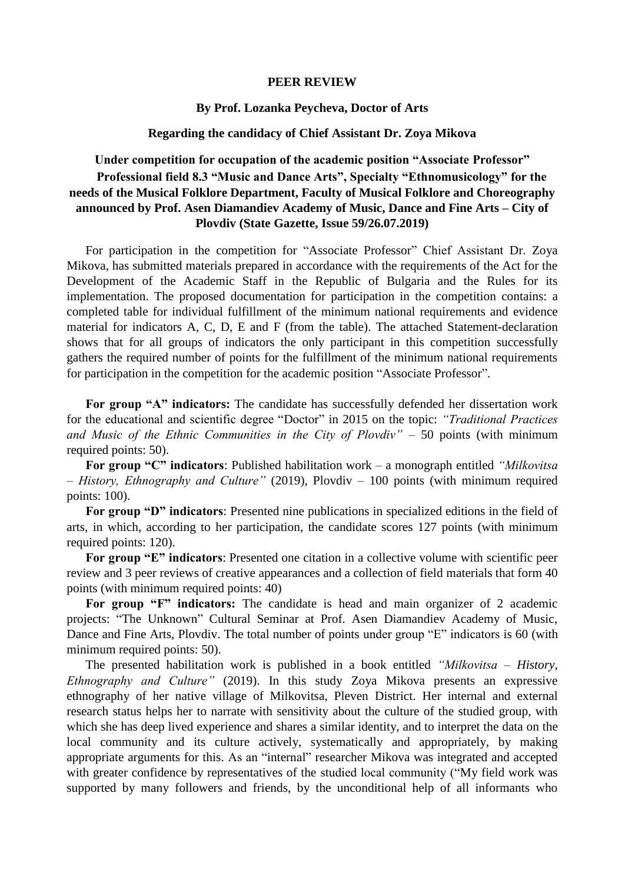# PEER REVIEW

### By Prof. Lozanka Peycheva, Doctor of Arts

### Regarding the candidacy of Chief Assistant Dr. Zoya Mikova

### Under competition for occupation of the academic position "Associate Professor" Professional field 8.3 "Music and Dance Arts", Specialty "Ethnomusicology" for the needs of the Musical Folklore Department, Faculty of Musical Folklore and Choreography announced by Prof. Asen Diamandiev Academy of Music, Dance and Fine Arts – City of Plovdiv (State Gazette, Issue 59/26.07.2019)

For participation in the competition for "Associate Professor" Chief Assistant Dr. Zoya Mikova, has submitted materials prepared in accordance with the requirements of the Act for the Development of the Academic Staff in the Republic of Bulgaria and the Rules for its implementation. The proposed documentation for participation in the competition contains: a completed table for individual fulfillment of the minimum national requirements and evidence material for indicators A, C, D, E and F (from the table). The attached Statement-declaration shows that for all groups of indicators the only participant in this competition successfully gathers the required number of points for the fulfillment of the minimum national requirements for participation in the competition for the academic position "Associate Professor".

**For group "A" indicators:** The candidate has successfully defended her dissertation work for the educational and scientific degree "Doctor" in 2015 on the topic: *"Traditional Practices and Music of the Ethnic Communities in the City of Plovdiv"* – 50 points (with minimum required points: 50).

**For group "C" indicators**: Published habilitation work – a monograph entitled *"Milkovitsa – History, Ethnography and Culture"* (2019), Plovdiv – 100 points (with minimum required points: 100).

**For group "D" indicators**: Presented nine publications in specialized editions in the field of arts, in which, according to her participation, the candidate scores 127 points (with minimum required points: 120).

**For group "E" indicators**: Presented one citation in a collective volume with scientific peer review and 3 peer reviews of creative appearances and a collection of field materials that form 40 points (with minimum required points: 40)

**For group "F" indicators:** The candidate is head and main organizer of 2 academic projects: "The Unknown" Cultural Seminar at Prof. Asen Diamandiev Academy of Music, Dance and Fine Arts, Plovdiv. The total number of points under group "E" indicators is 60 (with minimum required points: 50).

The presented habilitation work is published in a book entitled *"Milkovitsa – History, Ethnography and Culture"* (2019). In this study Zoya Mikova presents an expressive ethnography of her native village of Milkovitsa, Pleven District. Her internal and external research status helps her to narrate with sensitivity about the culture of the studied group, with which she has deep lived experience and shares a similar identity, and to interpret the data on the local community and its culture actively, systematically and appropriately, by making appropriate arguments for this. As an "internal" researcher Mikova was integrated and accepted with greater confidence by representatives of the studied local community ("My field work was supported by many followers and friends, by the unconditional help of all informants who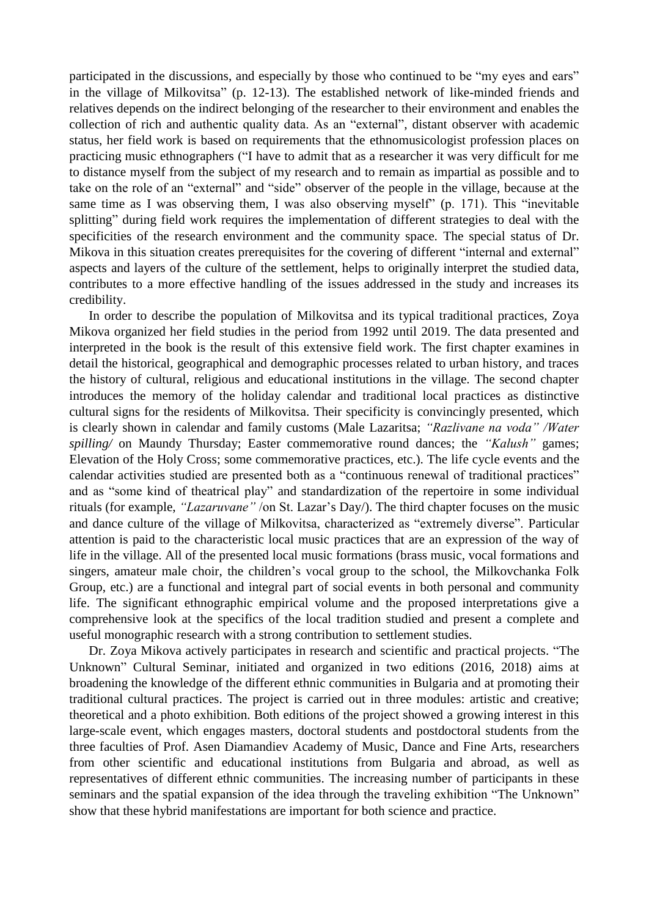participated in the discussions, and especially by those who continued to be "my eyes and ears" in the village of Milkovitsa" (p. 12-13). The established network of like-minded friends and relatives depends on the indirect belonging of the researcher to their environment and enables the collection of rich and authentic quality data. As an "external", distant observer with academic status, her field work is based on requirements that the ethnomusicologist profession places on practicing music ethnographers ("I have to admit that as a researcher it was very difficult for me to distance myself from the subject of my research and to remain as impartial as possible and to take on the role of an "external" and "side" observer of the people in the village, because at the same time as I was observing them, I was also observing myself" (p. 171). This "inevitable splitting" during field work requires the implementation of different strategies to deal with the specificities of the research environment and the community space. The special status of Dr. Mikova in this situation creates prerequisites for the covering of different "internal and external" aspects and layers of the culture of the settlement, helps to originally interpret the studied data, contributes to a more effective handling of the issues addressed in the study and increases its credibility.

In order to describe the population of Milkovitsa and its typical traditional practices, Zoya Mikova organized her field studies in the period from 1992 until 2019. The data presented and interpreted in the book is the result of this extensive field work. The first chapter examines in detail the historical, geographical and demographic processes related to urban history, and traces the history of cultural, religious and educational institutions in the village. The second chapter introduces the memory of the holiday calendar and traditional local practices as distinctive cultural signs for the residents of Milkovitsa. Their specificity is convincingly presented, which is clearly shown in calendar and family customs (Male Lazaritsa; *"Razlivane na voda" /Water spilling/* on Maundy Thursday; Easter commemorative round dances; the *"Kalush"* games; Elevation of the Holy Cross; some commemorative practices, etc.). The life cycle events and the calendar activities studied are presented both as a "continuous renewal of traditional practices" and as "some kind of theatrical play" and standardization of the repertoire in some individual rituals (for example, *"Lazaruvane"* /on St. Lazar's Day/). The third chapter focuses on the music and dance culture of the village of Milkovitsa, characterized as "extremely diverse". Particular attention is paid to the characteristic local music practices that are an expression of the way of life in the village. All of the presented local music formations (brass music, vocal formations and singers, amateur male choir, the children's vocal group to the school, the Milkovchanka Folk Group, etc.) are a functional and integral part of social events in both personal and community life. The significant ethnographic empirical volume and the proposed interpretations give a comprehensive look at the specifics of the local tradition studied and present a complete and useful monographic research with a strong contribution to settlement studies.

Dr. Zoya Mikova actively participates in research and scientific and practical projects. "The Unknown" Cultural Seminar, initiated and organized in two editions (2016, 2018) aims at broadening the knowledge of the different ethnic communities in Bulgaria and at promoting their traditional cultural practices. The project is carried out in three modules: artistic and creative; theoretical and a photo exhibition. Both editions of the project showed a growing interest in this large-scale event, which engages masters, doctoral students and postdoctoral students from the three faculties of Prof. Asen Diamandiev Academy of Music, Dance and Fine Arts, researchers from other scientific and educational institutions from Bulgaria and abroad, as well as representatives of different ethnic communities. The increasing number of participants in these seminars and the spatial expansion of the idea through the traveling exhibition "The Unknown" show that these hybrid manifestations are important for both science and practice.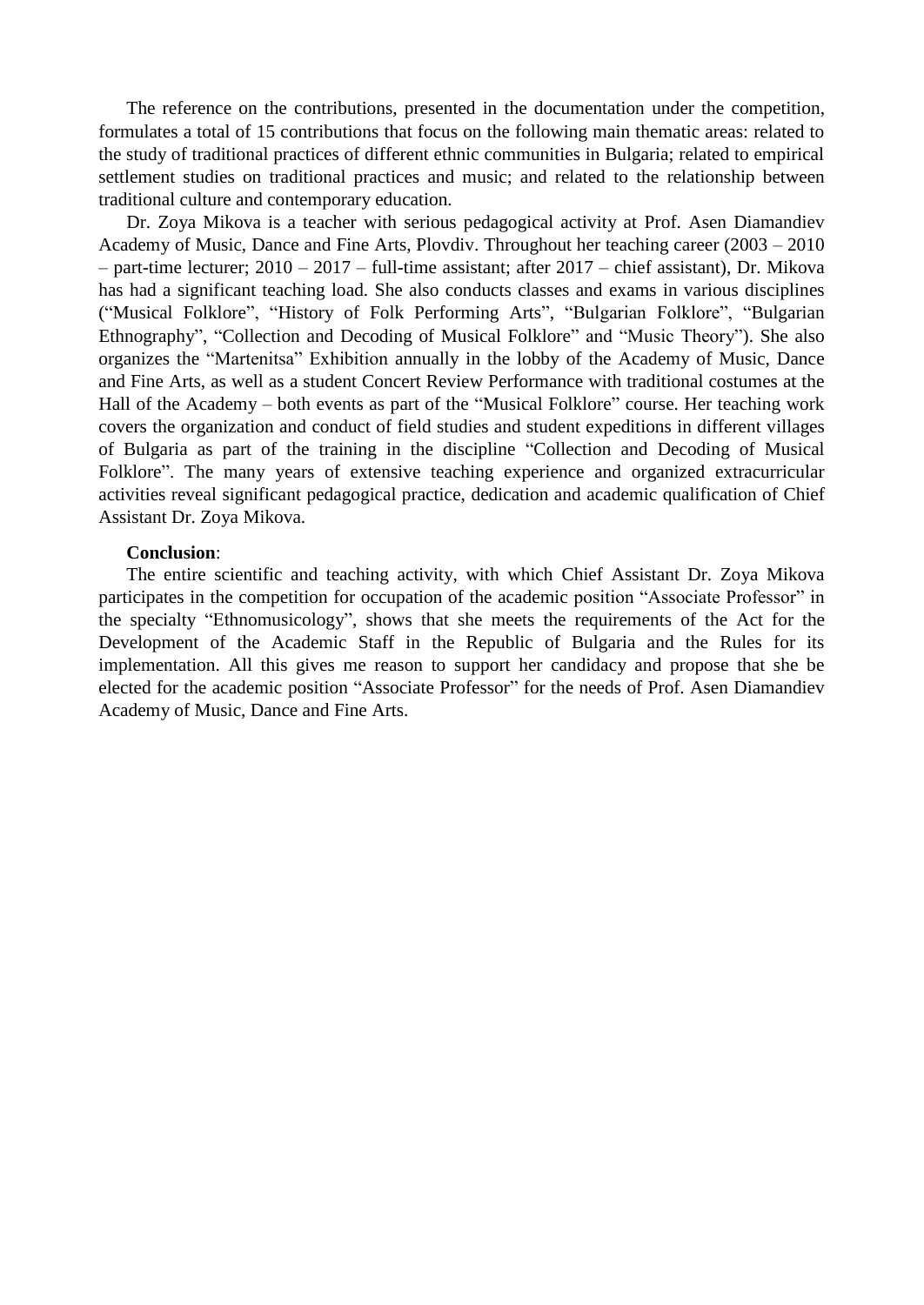The reference on the contributions, presented in the documentation under the competition, formulates a total of 15 contributions that focus on the following main thematic areas: related to the study of traditional practices of different ethnic communities in Bulgaria; related to empirical settlement studies on traditional practices and music; and related to the relationship between traditional culture and contemporary education.

Dr. Zoya Mikova is a teacher with serious pedagogical activity at Prof. Asen Diamandiev Academy of Music, Dance and Fine Arts, Plovdiv. Throughout her teaching career (2003 – 2010 – part-time lecturer; 2010 – 2017 – full-time assistant; after 2017 – chief assistant), Dr. Mikova has had a significant teaching load. She also conducts classes and exams in various disciplines ("Musical Folklore", "History of Folk Performing Arts", "Bulgarian Folklore", "Bulgarian Ethnography", "Collection and Decoding of Musical Folklore" and "Music Theory"). She also organizes the "Martenitsa" Exhibition annually in the lobby of the Academy of Music, Dance and Fine Arts, as well as a student Concert Review Performance with traditional costumes at the Hall of the Academy – both events as part of the "Musical Folklore" course. Her teaching work covers the organization and conduct of field studies and student expeditions in different villages of Bulgaria as part of the training in the discipline "Collection and Decoding of Musical Folklore". The many years of extensive teaching experience and organized extracurricular activities reveal significant pedagogical practice, dedication and academic qualification of Chief Assistant Dr. Zoya Mikova.

**Conclusion**:

The entire scientific and teaching activity, with which Chief Assistant Dr. Zoya Mikova participates in the competition for occupation of the academic position "Associate Professor" in the specialty "Ethnomusicology", shows that she meets the requirements of the Act for the Development of the Academic Staff in the Republic of Bulgaria and the Rules for its implementation. All this gives me reason to support her candidacy and propose that she be elected for the academic position "Associate Professor" for the needs of Prof. Asen Diamandiev Academy of Music, Dance and Fine Arts.